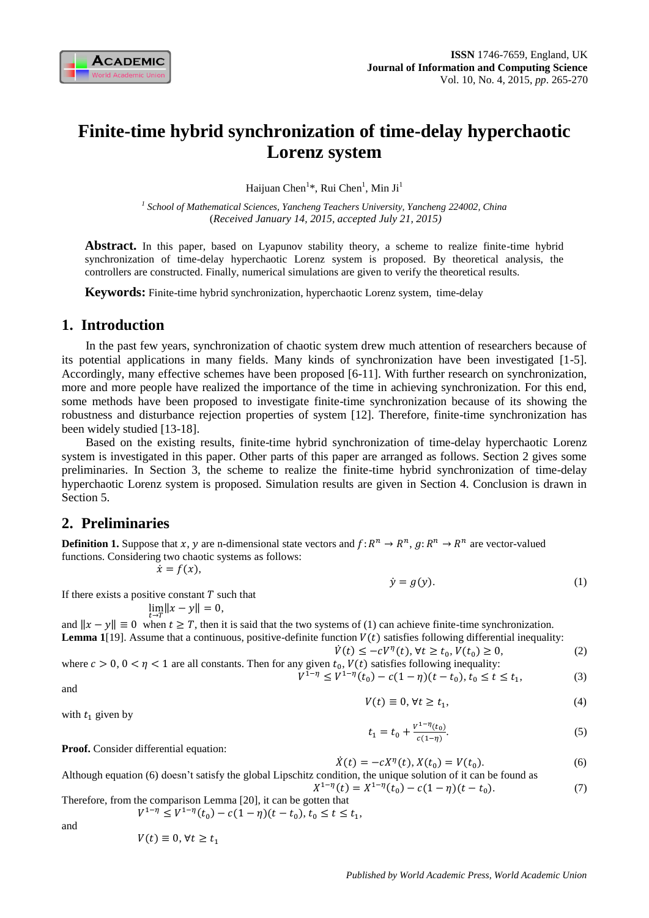# Finite-time hybrid synchronization of time-delay hyperchaotic Lorenz system

Haijuan Chen[1]*, Rui Chen[1], Min Ji[1]

[1] *School of Mathematical Sciences, Yancheng Teachers University, Yancheng 224002, China*
(*Received January 14, 2015, accepted July 21, 2015)*

**Abstract.** In this paper, based on Lyapunov stability theory, a scheme to realize finite-time hybrid synchronization of time-delay hyperchaotic Lorenz system is proposed. By theoretical analysis, the controllers are constructed. Finally, numerical simulations are given to verify the theoretical results.

**Keywords:** Finite-time hybrid synchronization, hyperchaotic Lorenz system, time-delay

## 1. Introduction

In the past few years, synchronization of chaotic system drew much attention of researchers because of its potential applications in many fields. Many kinds of synchronization have been investigated [1-5]. Accordingly, many effective schemes have been proposed [6-11]. With further research on synchronization, more and more people have realized the importance of the time in achieving synchronization. For this end, some methods have been proposed to investigate finite-time synchronization because of its showing the robustness and disturbance rejection properties of system [12]. Therefore, finite-time synchronization has been widely studied [13-18].

Based on the existing results, finite-time hybrid synchronization of time-delay hyperchaotic Lorenz system is investigated in this paper. Other parts of this paper are arranged as follows. Section 2 gives some preliminaries. In Section 3, the scheme to realize the finite-time hybrid synchronization of time-delay hyperchaotic Lorenz system is proposed. Simulation results are given in Section 4. Conclusion is drawn in Section 5.

## 2. Preliminaries

**Definition 1.** Suppose that $x$, $y$ are n-dimensional state vectors and $f: R^n \to R^n$, $g: R^n \to R^n$ are vector-valued functions. Considering two chaotic systems as follows:

$$\dot{x} = f(x),$$

$$\dot{y} = g(y). \tag{1}$$

If there exists a positive constant $T$ such that

$$\lim_{t \to T} \|x - y\| = 0,$$

and $\|x - y\| \equiv 0$ when $t \geq T$, then it is said that the two systems of (1) can achieve finite-time synchronization.

**Lemma 1**[19]. Assume that a continuous, positive-definite function $V(t)$ satisfies following differential inequality:

$$\dot{V}(t) \leq -cV^{\eta}(t), \forall t \geq t_0, V(t_0) \geq 0, \tag{2}$$

where $c > 0$, $0 < \eta < 1$ are all constants. Then for any given $t_0$, $V(t)$ satisfies following inequality:

$$V^{1-\eta} \leq V^{1-\eta}(t_0) - c(1-\eta)(t - t_0), t_0 \leq t \leq t_1, \tag{3}$$

and

$$V(t) \equiv 0, \forall t \geq t_1, \tag{4}$$

with $t_1$ given by

$$t_1 = t_0 + \frac{V^{1-\eta}(t_0)}{c(1-\eta)}. \tag{5}$$

**Proof.** Consider differential equation:

$$\dot{X}(t) = -cX^{\eta}(t), X(t_0) = V(t_0). \tag{6}$$

Although equation (6) doesn't satisfy the global Lipschitz condition, the unique solution of it can be found as

$$X^{1-\eta}(t) = X^{1-\eta}(t_0) - c(1-\eta)(t - t_0). \tag{7}$$

Therefore, from the comparison Lemma [20], it can be gotten that

$$V^{1-\eta} \leq V^{1-\eta}(t_0) - c(1-\eta)(t - t_0), t_0 \leq t \leq t_1,$$

and

$$V(t) \equiv 0, \forall t \geq t_1$$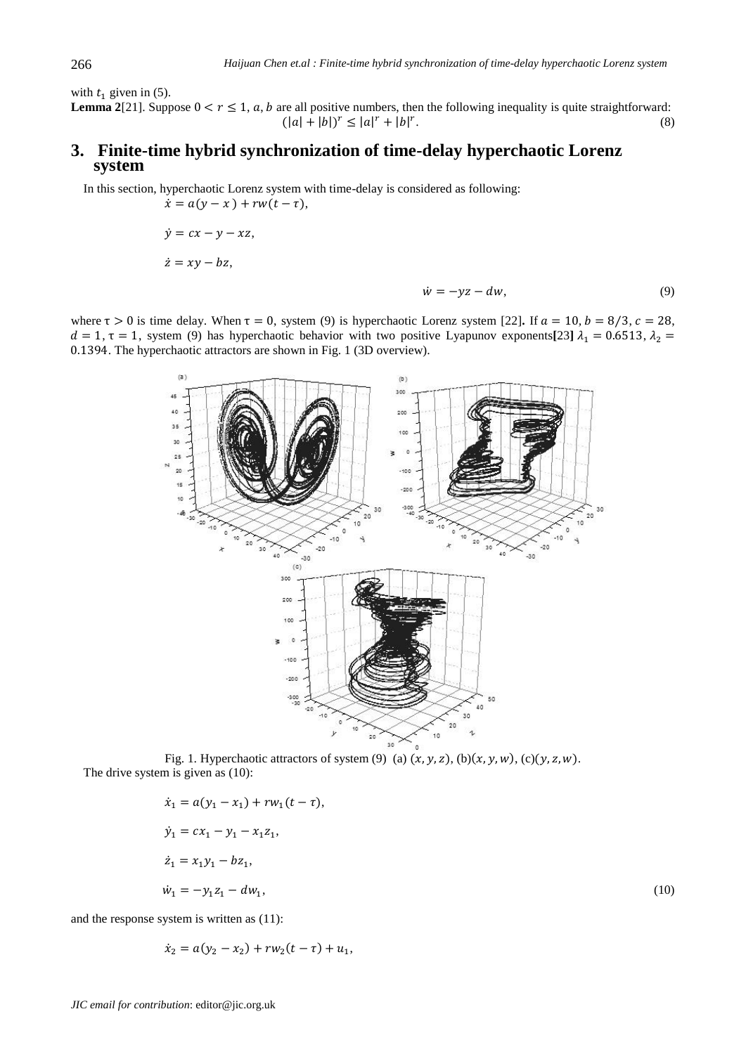with $t_1$ given in (5).

**Lemma 2**[21]. Suppose $0 < r \leq 1$, $a, b$ are all positive numbers, then the following inequality is quite straightforward:

$$(|a| + |b|)^r \leq |a|^r + |b|^r. \tag{8}$$

## 3. Finite-time hybrid synchronization of time-delay hyperchaotic Lorenz system

In this section, hyperchaotic Lorenz system with time-delay is considered as following:

$$\dot{x} = a(y - x) + rw(t - \tau),$$

$$\dot{y} = cx - y - xz,$$

$$\dot{z} = xy - bz,$$

$$\dot{w} = -yz - dw, \tag{9}$$

where $\tau > 0$ is time delay. When $\tau = 0$, system (9) is hyperchaotic Lorenz system [22]. If $a = 10$, $b = 8/3$, $c = 28$, $d = 1$, $\tau = 1$, system (9) has hyperchaotic behavior with two positive Lyapunov exponents[23] $\lambda_1 = 0.6513$, $\lambda_2 = 0.1394$. The hyperchaotic attractors are shown in Fig. 1 (3D overview).

Fig. 1. Hyperchaotic attractors of system (9) (a) $(x, y, z)$, (b)$(x, y, w)$, (c)$(y, z, w)$.

The drive system is given as (10):

$$\dot{x}_1 = a(y_1 - x_1) + rw_1(t - \tau),$$

$$\dot{y}_1 = cx_1 - y_1 - x_1 z_1,$$

$$\dot{z}_1 = x_1 y_1 - bz_1,$$

$$\dot{w}_1 = -y_1 z_1 - dw_1, \tag{10}$$

and the response system is written as (11):

$$\dot{x}_2 = a(y_2 - x_2) + rw_2(t - \tau) + u_1,$$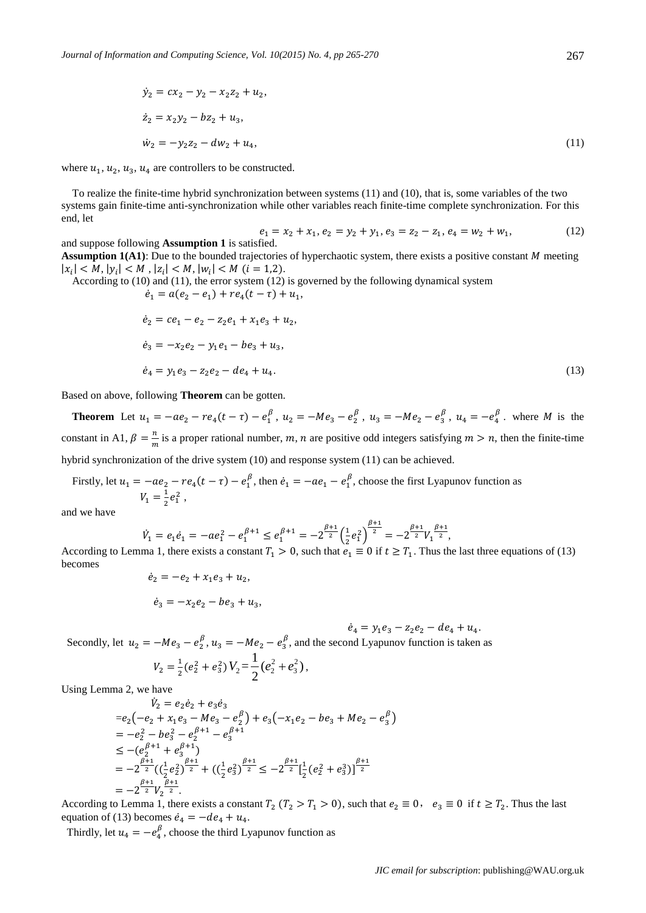$$\dot{y}_2 = cx_2 - y_2 - x_2 z_2 + u_2,$$

$$\dot{z}_2 = x_2 y_2 - bz_2 + u_3,$$

$$\dot{w}_2 = -y_2 z_2 - dw_2 + u_4, \tag{11}$$

where $u_1, u_2, u_3, u_4$ are controllers to be constructed.

To realize the finite-time hybrid synchronization between systems (11) and (10), that is, some variables of the two systems gain finite-time anti-synchronization while other variables reach finite-time complete synchronization. For this end, let

$$e_1 = x_2 + x_1, e_2 = y_2 + y_1, e_3 = z_2 - z_1, e_4 = w_2 + w_1, \tag{12}$$

and suppose following **Assumption 1** is satisfied.

**Assumption 1(A1)**: Due to the bounded trajectories of hyperchaotic system, there exists a positive constant $M$ meeting $|x_i| < M, |y_i| < M, |z_i| < M, |w_i| < M$ $(i = 1,2)$.

According to (10) and (11), the error system (12) is governed by the following dynamical system

$$\dot{e}_1 = a(e_2 - e_1) + re_4(t - \tau) + u_1,$$

$$\dot{e}_2 = ce_1 - e_2 - z_2 e_1 + x_1 e_3 + u_2,$$

$$\dot{e}_3 = -x_2 e_2 - y_1 e_1 - be_3 + u_3,$$

$$\dot{e}_4 = y_1 e_3 - z_2 e_2 - de_4 + u_4. \tag{13}$$

Based on above, following **Theorem** can be gotten.

**Theorem** Let $u_1 = -ae_2 - re_4(t - \tau) - e_1^{\beta}$, $u_2 = -Me_3 - e_2^{\beta}$, $u_3 = -Me_2 - e_3^{\beta}$, $u_4 = -e_4^{\beta}$. where $M$ is the constant in A1, $\beta = \frac{n}{m}$ is a proper rational number, $m, n$ are positive odd integers satisfying $m > n$, then the finite-time hybrid synchronization of the drive system (10) and response system (11) can be achieved.

Firstly, let $u_1 = -ae_2 - re_4(t - \tau) - e_1^{\beta}$, then $\dot{e}_1 = -ae_1 - e_1^{\beta}$, choose the first Lyapunov function as

$$V_1 = \frac{1}{2} e_1^2,$$

and we have

$$\dot{V}_1 = e_1 \dot{e}_1 = -ae_1^2 - e_1^{\beta+1} \le e_1^{\beta+1} = -2^{\frac{\beta+1}{2}} \left(\frac{1}{2} e_1^2\right)^{\frac{\beta+1}{2}} = -2^{\frac{\beta+1}{2}} V_1^{\frac{\beta+1}{2}},$$

According to Lemma 1, there exists a constant $T_1 > 0$, such that $e_1 \equiv 0$ if $t \ge T_1$. Thus the last three equations of (13) becomes

$$\dot{e}_2 = -e_2 + x_1 e_3 + u_2,$$

$$\dot{e}_3 = -x_2 e_2 - be_3 + u_3,$$

$$\dot{e}_4 = y_1 e_3 - z_2 e_2 - de_4 + u_4.$$

Secondly, let $u_2 = -Me_3 - e_2^{\beta}$, $u_3 = -Me_2 - e_3^{\beta}$, and the second Lyapunov function is taken as

$$V_2 = \frac{1}{2}(e_2^2 + e_3^2)\, V_2 = \frac{1}{2}(e_2^2 + e_3^2),$$

Using Lemma 2, we have

$$\begin{aligned}
\dot{V}_2 &= e_2 \dot{e}_2 + e_3 \dot{e}_3 \\
&= e_2\left(-e_2 + x_1 e_3 - Me_3 - e_2^{\beta}\right) + e_3\left(-x_1 e_2 - be_3 + Me_2 - e_3^{\beta}\right) \\
&= -e_2^2 - be_3^2 - e_2^{\beta+1} - e_3^{\beta+1} \\
&\le -(e_2^{\beta+1} + e_3^{\beta+1}) \\
&= -2^{\frac{\beta+1}{2}}\left(\left(\tfrac{1}{2} e_2^2\right)^{\frac{\beta+1}{2}} + \left(\left(\tfrac{1}{2} e_3^2\right)^{\frac{\beta+1}{2}} \le -2^{\frac{\beta+1}{2}}\left[\tfrac{1}{2}(e_2^2 + e_3^3)\right]^{\frac{\beta+1}{2}}\right.\right. \\
&= -2^{\frac{\beta+1}{2}} V_2^{\frac{\beta+1}{2}}.
\end{aligned}$$

According to Lemma 1, there exists a constant $T_2$ $(T_2 > T_1 > 0)$, such that $e_2 \equiv 0$, $e_3 \equiv 0$ if $t \ge T_2$. Thus the last equation of (13) becomes $\dot{e}_4 = -de_4 + u_4$.

Thirdly, let $u_4 = -e_4^{\beta}$, choose the third Lyapunov function as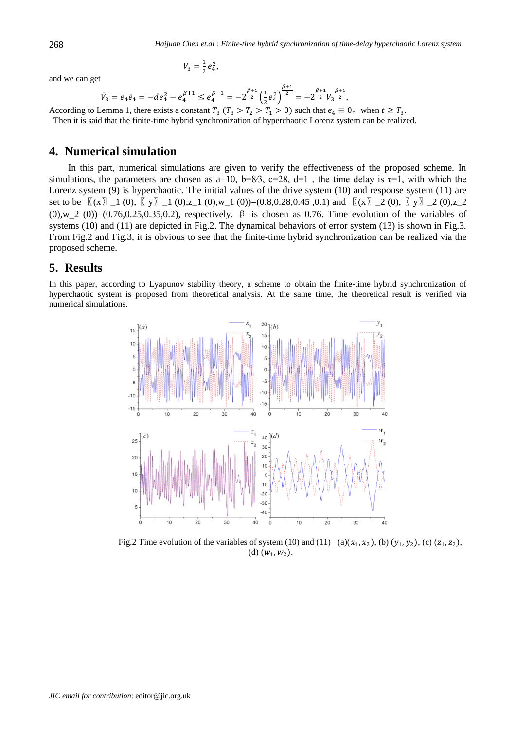$$V_3 = \frac{1}{2}e_4^2,$$

and we can get

$$\dot{V}_3 = e_4\dot{e}_4 = -de_4^2 - e_4^{\beta+1} \le e_4^{\beta+1} = -2^{\frac{\beta+1}{2}}\left(\frac{1}{2}e_4^2\right)^{\frac{\beta+1}{2}} = -2^{\frac{\beta+1}{2}}V_3^{\frac{\beta+1}{2}},$$

According to Lemma 1, there exists a constant $T_3$ ($T_3 > T_2 > T_1 > 0$) such that $e_4 \equiv 0$, when $t \ge T_3$.

Then it is said that the finite-time hybrid synchronization of hyperchaotic Lorenz system can be realized.

## 4. Numerical simulation

In this part, numerical simulations are given to verify the effectiveness of the proposed scheme. In simulations, the parameters are chosen as a=10, b=8⁄3, c=28, d=1 , the time delay is τ=1, with which the Lorenz system (9) is hyperchaotic. The initial values of the drive system (10) and response system (11) are set to be $(x_1(0), y_1(0), z_1(0), w_1(0))=(0.8,0.28,0.45,0.1)$ and $(x_2(0), y_2(0), z_2(0), w_2(0))=(0.76,0.25,0.35,0.2)$, respectively. β is chosen as 0.76. Time evolution of the variables of systems (10) and (11) are depicted in Fig.2. The dynamical behaviors of error system (13) is shown in Fig.3. From Fig.2 and Fig.3, it is obvious to see that the finite-time hybrid synchronization can be realized via the proposed scheme.

## 5. Results

In this paper, according to Lyapunov stability theory, a scheme to obtain the finite-time hybrid synchronization of hyperchaotic system is proposed from theoretical analysis. At the same time, the theoretical result is verified via numerical simulations.

Fig.2 Time evolution of the variables of system (10) and (11) (a)$(x_1, x_2)$, (b) $(y_1, y_2)$, (c) $(z_1, z_2)$, (d) $(w_1, w_2)$.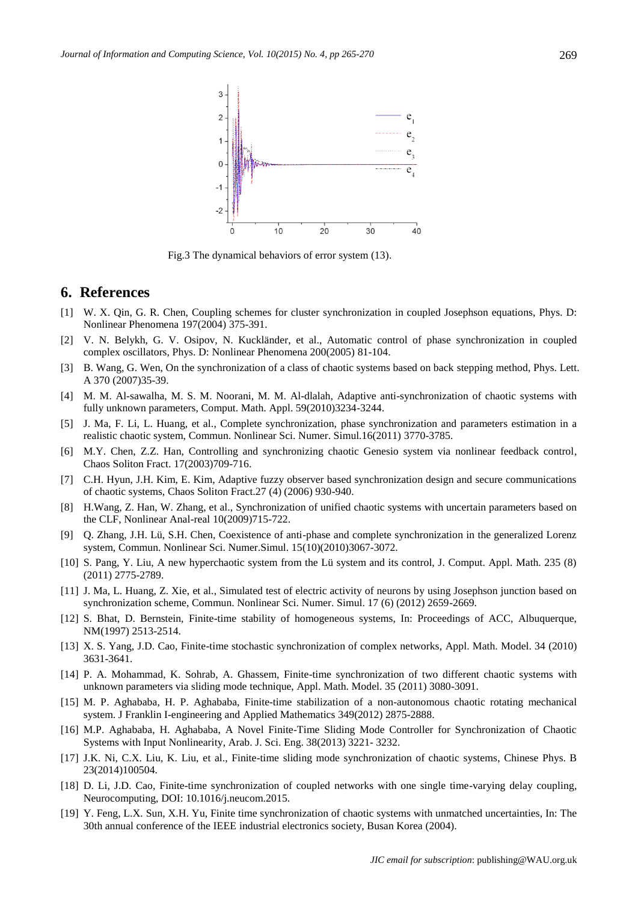Fig.3 The dynamical behaviors of error system (13).

## 6. References

[1] W. X. Qin, G. R. Chen, Coupling schemes for cluster synchronization in coupled Josephson equations, Phys. D: Nonlinear Phenomena 197(2004) 375-391.

[2] V. N. Belykh, G. V. Osipov, N. Kuckländer, et al., Automatic control of phase synchronization in coupled complex oscillators, Phys. D: Nonlinear Phenomena 200(2005) 81-104.

[3] B. Wang, G. Wen, On the synchronization of a class of chaotic systems based on back stepping method, Phys. Lett. A 370 (2007)35-39.

[4] M. M. Al-sawalha, M. S. M. Noorani, M. M. Al-dlalah, Adaptive anti-synchronization of chaotic systems with fully unknown parameters, Comput. Math. Appl. 59(2010)3234-3244.

[5] J. Ma, F. Li, L. Huang, et al., Complete synchronization, phase synchronization and parameters estimation in a realistic chaotic system, Commun. Nonlinear Sci. Numer. Simul.16(2011) 3770-3785.

[6] M.Y. Chen, Z.Z. Han, Controlling and synchronizing chaotic Genesio system via nonlinear feedback control, Chaos Soliton Fract. 17(2003)709-716.

[7] C.H. Hyun, J.H. Kim, E. Kim, Adaptive fuzzy observer based synchronization design and secure communications of chaotic systems, Chaos Soliton Fract.27 (4) (2006) 930-940.

[8] H.Wang, Z. Han, W. Zhang, et al., Synchronization of unified chaotic systems with uncertain parameters based on the CLF, Nonlinear Anal-real 10(2009)715-722.

[9] Q. Zhang, J.H. Lü, S.H. Chen, Coexistence of anti-phase and complete synchronization in the generalized Lorenz system, Commun. Nonlinear Sci. Numer.Simul. 15(10)(2010)3067-3072.

[10] S. Pang, Y. Liu, A new hyperchaotic system from the Lü system and its control, J. Comput. Appl. Math. 235 (8) (2011) 2775-2789.

[11] J. Ma, L. Huang, Z. Xie, et al., Simulated test of electric activity of neurons by using Josephson junction based on synchronization scheme, Commun. Nonlinear Sci. Numer. Simul. 17 (6) (2012) 2659-2669.

[12] S. Bhat, D. Bernstein, Finite-time stability of homogeneous systems, In: Proceedings of ACC, Albuquerque, NM(1997) 2513-2514.

[13] X. S. Yang, J.D. Cao, Finite-time stochastic synchronization of complex networks, Appl. Math. Model. 34 (2010) 3631-3641.

[14] P. A. Mohammad, K. Sohrab, A. Ghassem, Finite-time synchronization of two different chaotic systems with unknown parameters via sliding mode technique, Appl. Math. Model. 35 (2011) 3080-3091.

[15] M. P. Aghababa, H. P. Aghababa, Finite-time stabilization of a non-autonomous chaotic rotating mechanical system. J Franklin I-engineering and Applied Mathematics 349(2012) 2875-2888.

[16] M.P. Aghababa, H. Aghababa, A Novel Finite-Time Sliding Mode Controller for Synchronization of Chaotic Systems with Input Nonlinearity, Arab. J. Sci. Eng. 38(2013) 3221- 3232.

[17] J.K. Ni, C.X. Liu, K. Liu, et al., Finite-time sliding mode synchronization of chaotic systems, Chinese Phys. B 23(2014)100504.

[18] D. Li, J.D. Cao, Finite-time synchronization of coupled networks with one single time-varying delay coupling, Neurocomputing, DOI: 10.1016/j.neucom.2015.

[19] Y. Feng, L.X. Sun, X.H. Yu, Finite time synchronization of chaotic systems with unmatched uncertainties, In: The 30th annual conference of the IEEE industrial electronics society, Busan Korea (2004).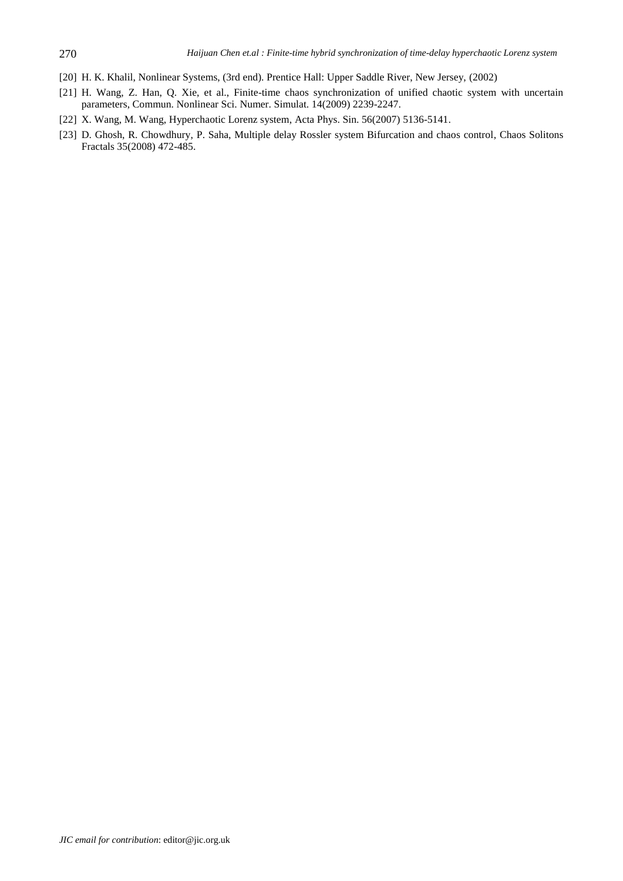[20] H. K. Khalil, Nonlinear Systems, (3rd end). Prentice Hall: Upper Saddle River, New Jersey, (2002)

[21] H. Wang, Z. Han, Q. Xie, et al., Finite-time chaos synchronization of unified chaotic system with uncertain parameters, Commun. Nonlinear Sci. Numer. Simulat. 14(2009) 2239-2247.

[22] X. Wang, M. Wang, Hyperchaotic Lorenz system, Acta Phys. Sin. 56(2007) 5136-5141.

[23] D. Ghosh, R. Chowdhury, P. Saha, Multiple delay Rossler system Bifurcation and chaos control, Chaos Solitons Fractals 35(2008) 472-485.

*JIC email for contribution*: editor@jic.org.uk